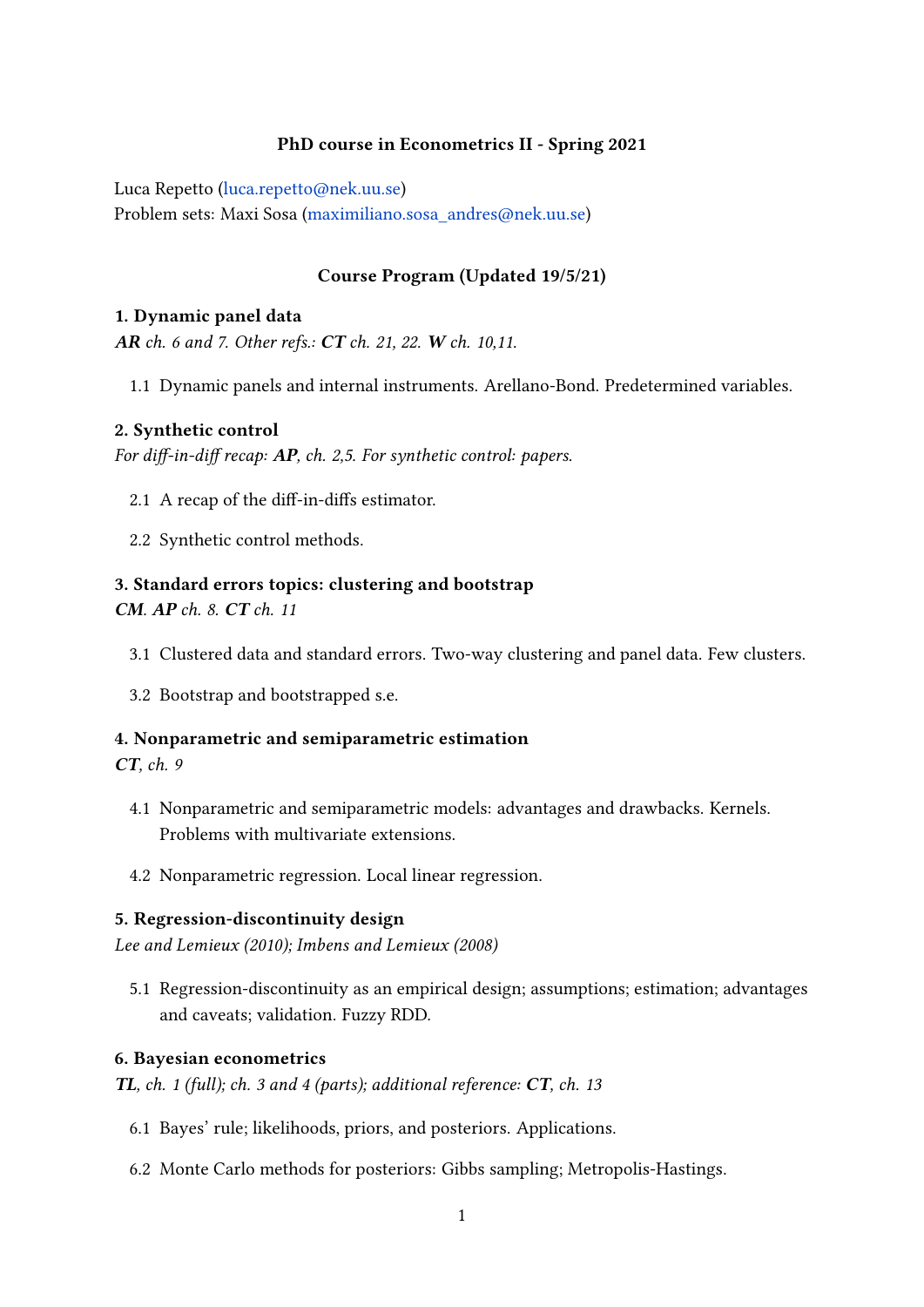**PhD course in Econometrics II - Spring 2021**

Luca Repetto (luca.repetto@nek.uu.se)
Problem sets: Maxi Sosa (maximiliano.sosa_andres@nek.uu.se)

**Course Program (Updated 19/5/21)**

### 1. Dynamic panel data

***AR** ch. 6 and 7. Other refs.: **CT** ch. 21, 22. **W** ch. 10,11.*

1.1 Dynamic panels and internal instruments. Arellano-Bond. Predetermined variables.

### 2. Synthetic control

*For diff-in-diff recap: **AP**, ch. 2,5. For synthetic control: papers.*

2.1 A recap of the diff-in-diffs estimator.

2.2 Synthetic control methods.

### 3. Standard errors topics: clustering and bootstrap

***CM**. **AP** ch. 8. **CT** ch. 11*

3.1 Clustered data and standard errors. Two-way clustering and panel data. Few clusters.

3.2 Bootstrap and bootstrapped s.e.

### 4. Nonparametric and semiparametric estimation

***CT**, ch. 9*

4.1 Nonparametric and semiparametric models: advantages and drawbacks. Kernels. Problems with multivariate extensions.

4.2 Nonparametric regression. Local linear regression.

### 5. Regression-discontinuity design

*Lee and Lemieux (2010); Imbens and Lemieux (2008)*

5.1 Regression-discontinuity as an empirical design; assumptions; estimation; advantages and caveats; validation. Fuzzy RDD.

### 6. Bayesian econometrics

***TL**, ch. 1 (full); ch. 3 and 4 (parts); additional reference: **CT**, ch. 13*

6.1 Bayes' rule; likelihoods, priors, and posteriors. Applications.

6.2 Monte Carlo methods for posteriors: Gibbs sampling; Metropolis-Hastings.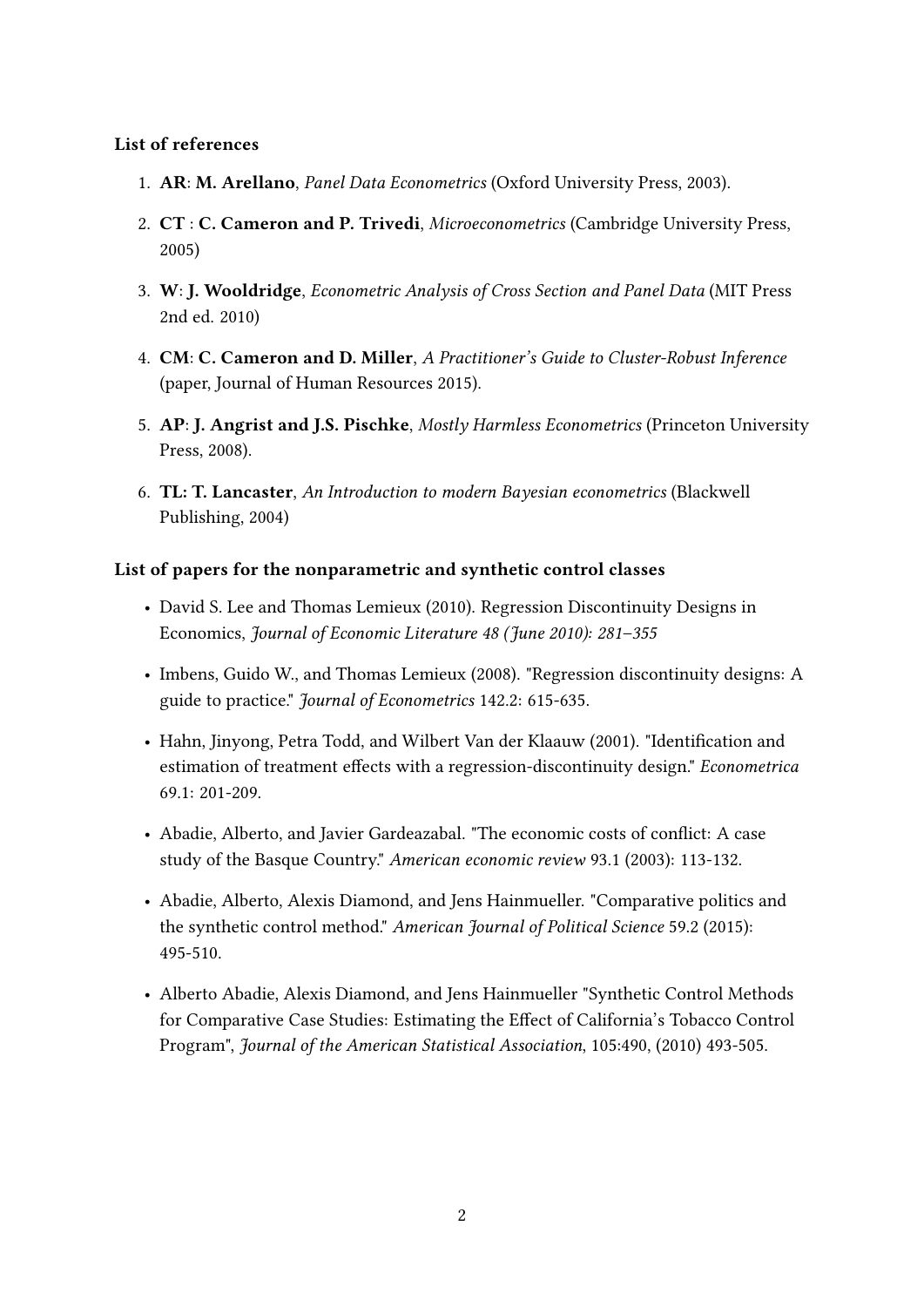**List of references**

1. **AR**: **M. Arellano**, *Panel Data Econometrics* (Oxford University Press, 2003).
2. **CT** : **C. Cameron and P. Trivedi**, *Microeconometrics* (Cambridge University Press, 2005)
3. **W**: **J. Wooldridge**, *Econometric Analysis of Cross Section and Panel Data* (MIT Press 2nd ed. 2010)
4. **CM**: **C. Cameron and D. Miller**, *A Practitioner's Guide to Cluster-Robust Inference* (paper, Journal of Human Resources 2015).
5. **AP**: **J. Angrist and J.S. Pischke**, *Mostly Harmless Econometrics* (Princeton University Press, 2008).
6. **TL: T. Lancaster**, *An Introduction to modern Bayesian econometrics* (Blackwell Publishing, 2004)

**List of papers for the nonparametric and synthetic control classes**

- David S. Lee and Thomas Lemieux (2010). Regression Discontinuity Designs in Economics, *Journal of Economic Literature 48 (June 2010): 281–355*
- Imbens, Guido W., and Thomas Lemieux (2008). "Regression discontinuity designs: A guide to practice." *Journal of Econometrics* 142.2: 615-635.
- Hahn, Jinyong, Petra Todd, and Wilbert Van der Klaauw (2001). "Identification and estimation of treatment effects with a regression-discontinuity design." *Econometrica* 69.1: 201-209.
- Abadie, Alberto, and Javier Gardeazabal. "The economic costs of conflict: A case study of the Basque Country." *American economic review* 93.1 (2003): 113-132.
- Abadie, Alberto, Alexis Diamond, and Jens Hainmueller. "Comparative politics and the synthetic control method." *American Journal of Political Science* 59.2 (2015): 495-510.
- Alberto Abadie, Alexis Diamond, and Jens Hainmueller "Synthetic Control Methods for Comparative Case Studies: Estimating the Effect of California's Tobacco Control Program", *Journal of the American Statistical Association*, 105:490, (2010) 493-505.